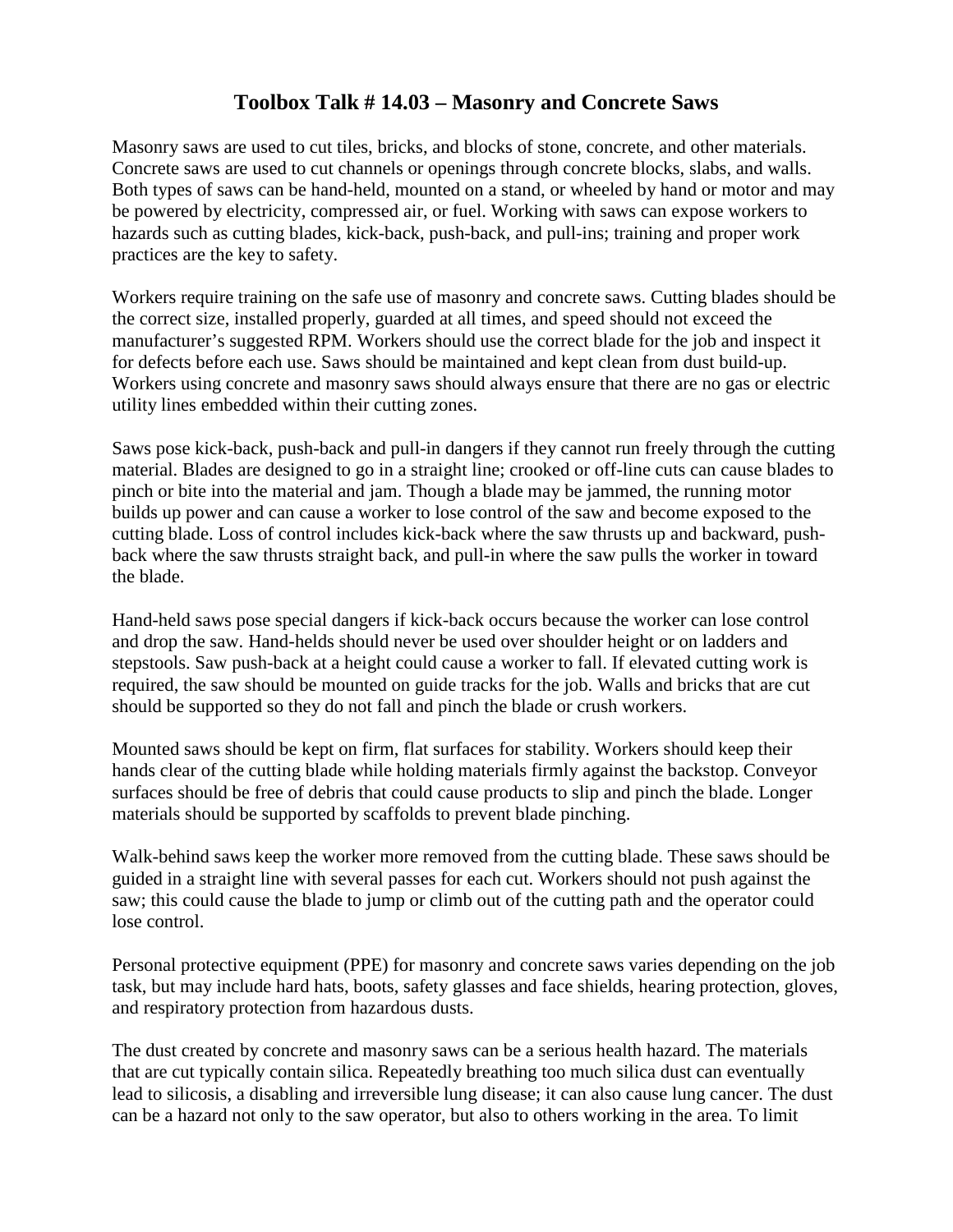# Toolbox Talk # 14.03 – Masonry and Concrete Saws

Masonry saws are used to cut tiles, bricks, and blocks of stone, concrete, and other materials. Concrete saws are used to cut channels or openings through concrete blocks, slabs, and walls. Both types of saws can be hand-held, mounted on a stand, or wheeled by hand or motor and may be powered by electricity, compressed air, or fuel. Working with saws can expose workers to hazards such as cutting blades, kick-back, push-back, and pull-ins; training and proper work practices are the key to safety.

Workers require training on the safe use of masonry and concrete saws. Cutting blades should be the correct size, installed properly, guarded at all times, and speed should not exceed the manufacturer's suggested RPM. Workers should use the correct blade for the job and inspect it for defects before each use. Saws should be maintained and kept clean from dust build-up. Workers using concrete and masonry saws should always ensure that there are no gas or electric utility lines embedded within their cutting zones.

Saws pose kick-back, push-back and pull-in dangers if they cannot run freely through the cutting material. Blades are designed to go in a straight line; crooked or off-line cuts can cause blades to pinch or bite into the material and jam. Though a blade may be jammed, the running motor builds up power and can cause a worker to lose control of the saw and become exposed to the cutting blade. Loss of control includes kick-back where the saw thrusts up and backward, push-back where the saw thrusts straight back, and pull-in where the saw pulls the worker in toward the blade.

Hand-held saws pose special dangers if kick-back occurs because the worker can lose control and drop the saw. Hand-helds should never be used over shoulder height or on ladders and stepstools. Saw push-back at a height could cause a worker to fall. If elevated cutting work is required, the saw should be mounted on guide tracks for the job. Walls and bricks that are cut should be supported so they do not fall and pinch the blade or crush workers.

Mounted saws should be kept on firm, flat surfaces for stability. Workers should keep their hands clear of the cutting blade while holding materials firmly against the backstop. Conveyor surfaces should be free of debris that could cause products to slip and pinch the blade. Longer materials should be supported by scaffolds to prevent blade pinching.

Walk-behind saws keep the worker more removed from the cutting blade. These saws should be guided in a straight line with several passes for each cut. Workers should not push against the saw; this could cause the blade to jump or climb out of the cutting path and the operator could lose control.

Personal protective equipment (PPE) for masonry and concrete saws varies depending on the job task, but may include hard hats, boots, safety glasses and face shields, hearing protection, gloves, and respiratory protection from hazardous dusts.

The dust created by concrete and masonry saws can be a serious health hazard. The materials that are cut typically contain silica. Repeatedly breathing too much silica dust can eventually lead to silicosis, a disabling and irreversible lung disease; it can also cause lung cancer. The dust can be a hazard not only to the saw operator, but also to others working in the area. To limit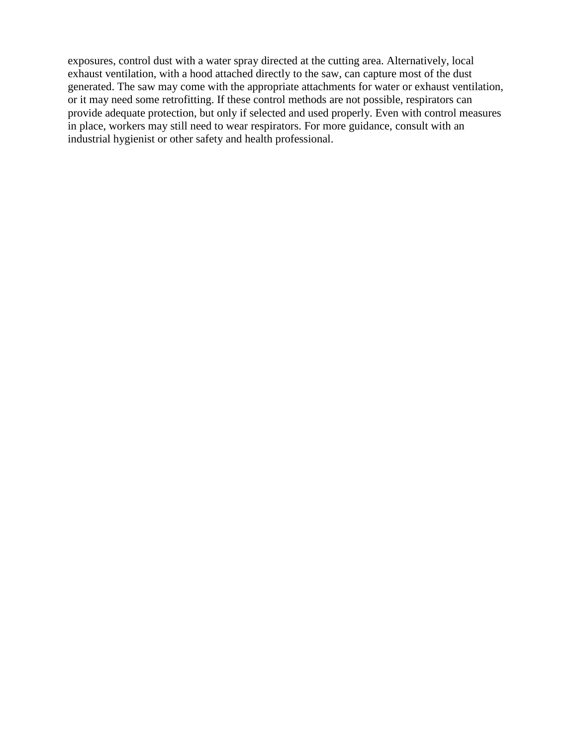exposures, control dust with a water spray directed at the cutting area. Alternatively, local exhaust ventilation, with a hood attached directly to the saw, can capture most of the dust generated. The saw may come with the appropriate attachments for water or exhaust ventilation, or it may need some retrofitting. If these control methods are not possible, respirators can provide adequate protection, but only if selected and used properly. Even with control measures in place, workers may still need to wear respirators. For more guidance, consult with an industrial hygienist or other safety and health professional.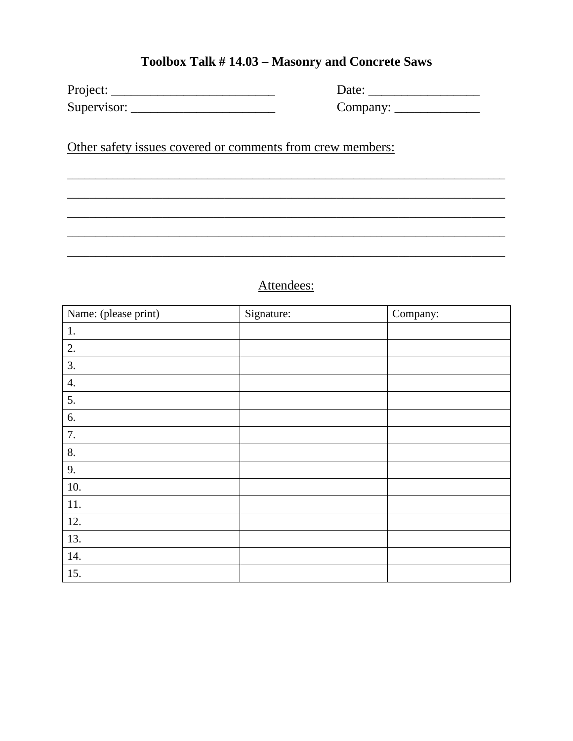**Toolbox Talk # 14.03 – Masonry and Concrete Saws**

Project: _________________________ Date: _________________

Supervisor: ______________________ Company: _____________

Other safety issues covered or comments from crew members:

___________________________________________________________________________

___________________________________________________________________________

___________________________________________________________________________

___________________________________________________________________________

___________________________________________________________________________

Attendees:

| Name: (please print) | Signature: | Company: |
|---|---|---|
| 1. | | |
| 2. | | |
| 3. | | |
| 4. | | |
| 5. | | |
| 6. | | |
| 7. | | |
| 8. | | |
| 9. | | |
| 10. | | |
| 11. | | |
| 12. | | |
| 13. | | |
| 14. | | |
| 15. | | |